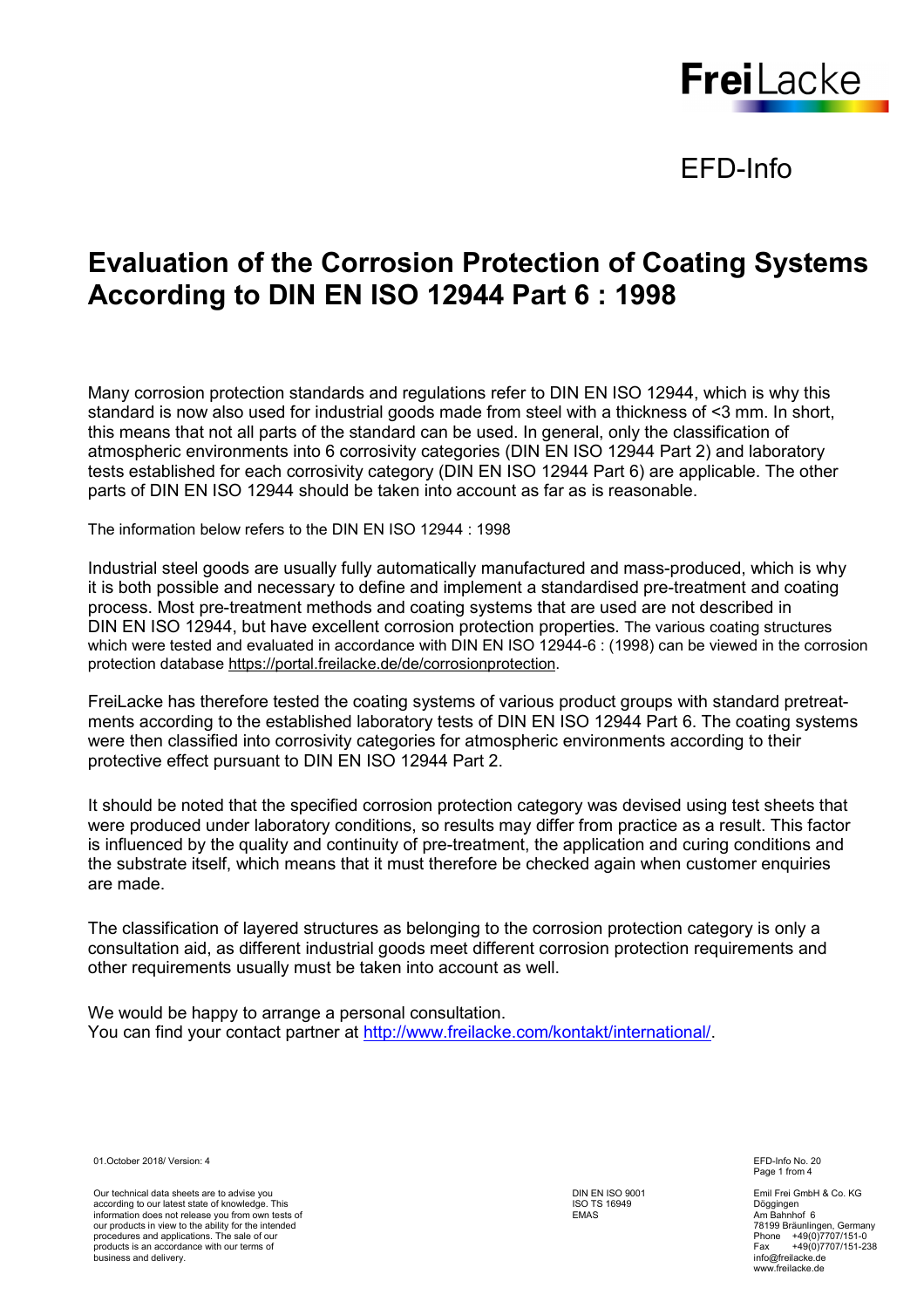FreiLacke

EFD-Info

# Evaluation of the Corrosion Protection of Coating Systems According to DIN EN ISO 12944 Part 6 : 1998

Many corrosion protection standards and regulations refer to DIN EN ISO 12944, which is why this standard is now also used for industrial goods made from steel with a thickness of <3 mm. In short, this means that not all parts of the standard can be used. In general, only the classification of atmospheric environments into 6 corrosivity categories (DIN EN ISO 12944 Part 2) and laboratory tests established for each corrosivity category (DIN EN ISO 12944 Part 6) are applicable. The other parts of DIN EN ISO 12944 should be taken into account as far as is reasonable.

The information below refers to the DIN EN ISO 12944 : 1998

Industrial steel goods are usually fully automatically manufactured and mass-produced, which is why it is both possible and necessary to define and implement a standardised pre-treatment and coating process. Most pre-treatment methods and coating systems that are used are not described in DIN EN ISO 12944, but have excellent corrosion protection properties. The various coating structures which were tested and evaluated in accordance with DIN EN ISO 12944-6 : (1998) can be viewed in the corrosion protection database https://portal.freilacke.de/de/corrosionprotection.

FreiLacke has therefore tested the coating systems of various product groups with standard pretreatments according to the established laboratory tests of DIN EN ISO 12944 Part 6. The coating systems were then classified into corrosivity categories for atmospheric environments according to their protective effect pursuant to DIN EN ISO 12944 Part 2.

It should be noted that the specified corrosion protection category was devised using test sheets that were produced under laboratory conditions, so results may differ from practice as a result. This factor is influenced by the quality and continuity of pre-treatment, the application and curing conditions and the substrate itself, which means that it must therefore be checked again when customer enquiries are made.

The classification of layered structures as belonging to the corrosion protection category is only a consultation aid, as different industrial goods meet different corrosion protection requirements and other requirements usually must be taken into account as well.

We would be happy to arrange a personal consultation.
You can find your contact partner at http://www.freilacke.com/kontakt/international/.

01.October 2018/ Version: 4

EFD-Info No. 20

Our technical data sheets are to advise you according to our latest state of knowledge. This information does not release you from own tests of our products in view to the ability for the intended procedures and applications. The sale of our products is an accordance with our terms of business and delivery.

DIN EN ISO 9001
ISO TS 16949
EMAS

Emil Frei GmbH & Co. KG
Döggingen
Am Bahnhof 6
78199 Bräunlingen, Germany
Phone +49(0)7707/151-0
Fax +49(0)7707/151-238
info@freilacke.de
www.freilacke.de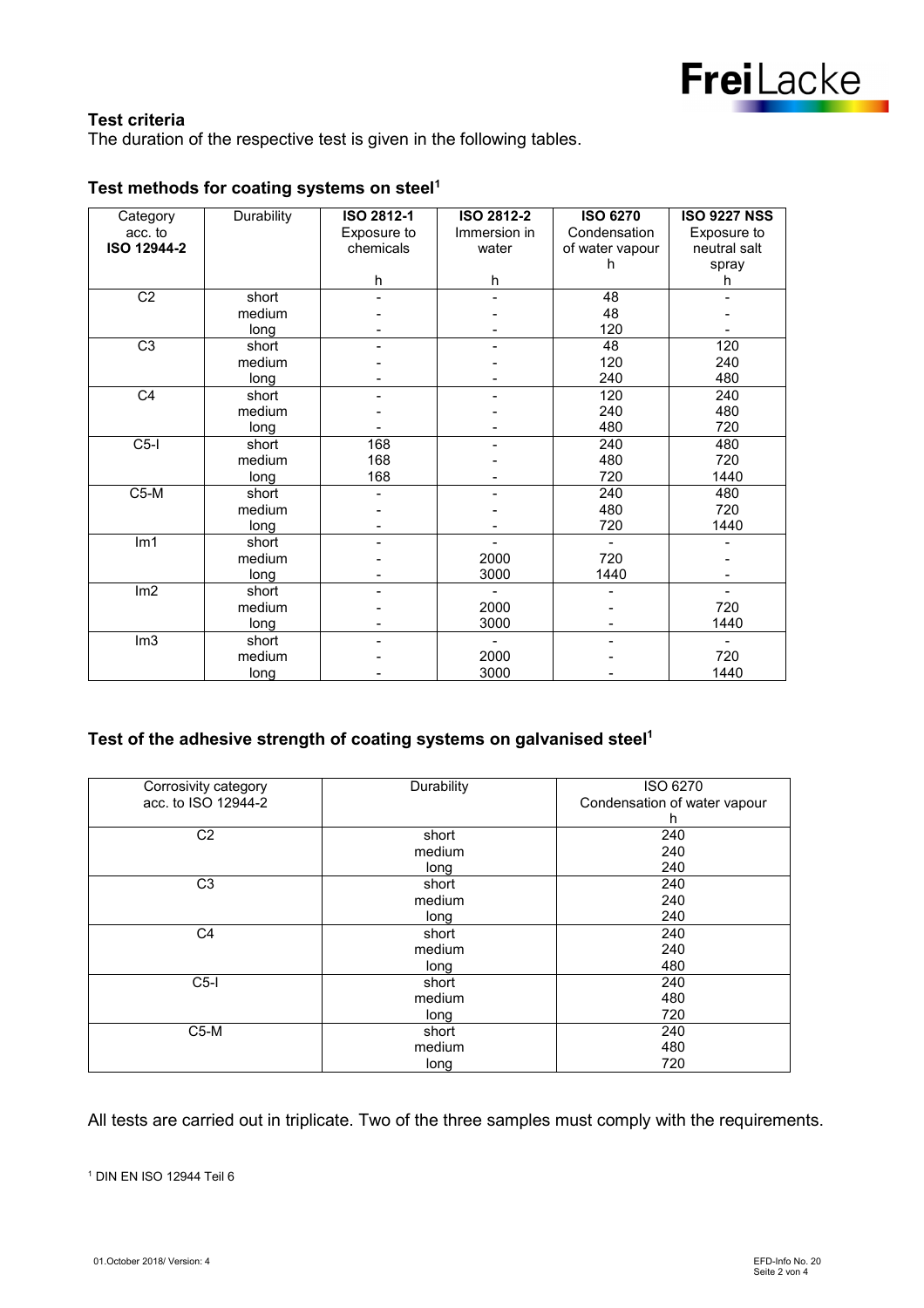### Test criteria

The duration of the respective test is given in the following tables.

### Test methods for coating systems on steel[1]

| Category acc. to **ISO 12944-2** | Durability | **ISO 2812-1** Exposure to chemicals h | **ISO 2812-2** Immersion in water h | **ISO 6270** Condensation of water vapour h | **ISO 9227 NSS** Exposure to neutral salt spray h |
|---|---|---|---|---|---|
| C2 | short | - | - | 48 | - |
| | medium | - | - | 48 | - |
| | long | - | - | 120 | - |
| C3 | short | - | - | 48 | 120 |
| | medium | - | - | 120 | 240 |
| | long | - | - | 240 | 480 |
| C4 | short | - | - | 120 | 240 |
| | medium | - | - | 240 | 480 |
| | long | - | - | 480 | 720 |
| C5-I | short | 168 | - | 240 | 480 |
| | medium | 168 | - | 480 | 720 |
| | long | 168 | - | 720 | 1440 |
| C5-M | short | - | - | 240 | 480 |
| | medium | - | - | 480 | 720 |
| | long | - | - | 720 | 1440 |
| Im1 | short | - | - | - | - |
| | medium | - | 2000 | 720 | - |
| | long | - | 3000 | 1440 | - |
| Im2 | short | - | - | - | - |
| | medium | - | 2000 | - | 720 |
| | long | - | 3000 | - | 1440 |
| Im3 | short | - | - | - | - |
| | medium | - | 2000 | - | 720 |
| | long | - | 3000 | - | 1440 |

### Test of the adhesive strength of coating systems on galvanised steel[1]

| Corrosivity category acc. to ISO 12944-2 | Durability | ISO 6270 Condensation of water vapour h |
|---|---|---|
| C2 | short | 240 |
| | medium | 240 |
| | long | 240 |
| C3 | short | 240 |
| | medium | 240 |
| | long | 240 |
| C4 | short | 240 |
| | medium | 240 |
| | long | 480 |
| C5-I | short | 240 |
| | medium | 480 |
| | long | 720 |
| C5-M | short | 240 |
| | medium | 480 |
| | long | 720 |

All tests are carried out in triplicate. Two of the three samples must comply with the requirements.

[1] DIN EN ISO 12944 Teil 6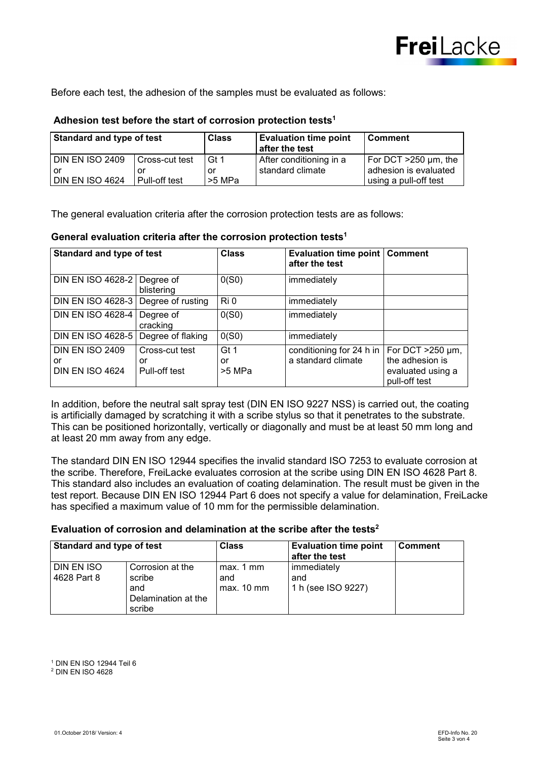Before each test, the adhesion of the samples must be evaluated as follows:

**Adhesion test before the start of corrosion protection tests**[1]

| Standard and type of test | | Class | Evaluation time point after the test | Comment |
|---|---|---|---|---|
| DIN EN ISO 2409 or DIN EN ISO 4624 | Cross-cut test or Pull-off test | Gt 1 or >5 MPa | After conditioning in a standard climate | For DCT >250 µm, the adhesion is evaluated using a pull-off test |

The general evaluation criteria after the corrosion protection tests are as follows:

**General evaluation criteria after the corrosion protection tests**[1]

| Standard and type of test | | Class | Evaluation time point after the test | Comment |
|---|---|---|---|---|
| DIN EN ISO 4628-2 | Degree of blistering | 0(S0) | immediately | |
| DIN EN ISO 4628-3 | Degree of rusting | Ri 0 | immediately | |
| DIN EN ISO 4628-4 | Degree of cracking | 0(S0) | immediately | |
| DIN EN ISO 4628-5 | Degree of flaking | 0(S0) | immediately | |
| DIN EN ISO 2409 or DIN EN ISO 4624 | Cross-cut test or Pull-off test | Gt 1 or >5 MPa | conditioning for 24 h in a standard climate | For DCT >250 µm, the adhesion is evaluated using a pull-off test |

In addition, before the neutral salt spray test (DIN EN ISO 9227 NSS) is carried out, the coating is artificially damaged by scratching it with a scribe stylus so that it penetrates to the substrate. This can be positioned horizontally, vertically or diagonally and must be at least 50 mm long and at least 20 mm away from any edge.

The standard DIN EN ISO 12944 specifies the invalid standard ISO 7253 to evaluate corrosion at the scribe. Therefore, FreiLacke evaluates corrosion at the scribe using DIN EN ISO 4628 Part 8. This standard also includes an evaluation of coating delamination. The result must be given in the test report. Because DIN EN ISO 12944 Part 6 does not specify a value for delamination, FreiLacke has specified a maximum value of 10 mm for the permissible delamination.

**Evaluation of corrosion and delamination at the scribe after the tests**[2]

| Standard and type of test | | Class | Evaluation time point after the test | Comment |
|---|---|---|---|---|
| DIN EN ISO 4628 Part 8 | Corrosion at the scribe and Delamination at the scribe | max. 1 mm and max. 10 mm | immediately and 1 h (see ISO 9227) | |

[1] DIN EN ISO 12944 Teil 6
[2] DIN EN ISO 4628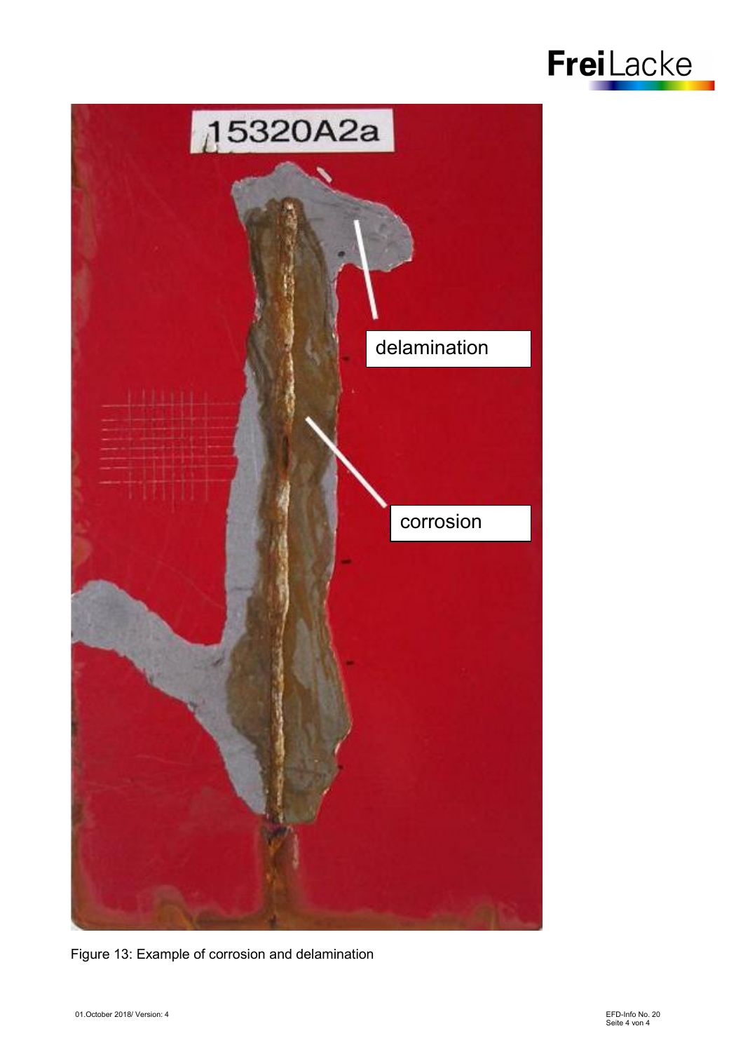Figure 13: Example of corrosion and delamination